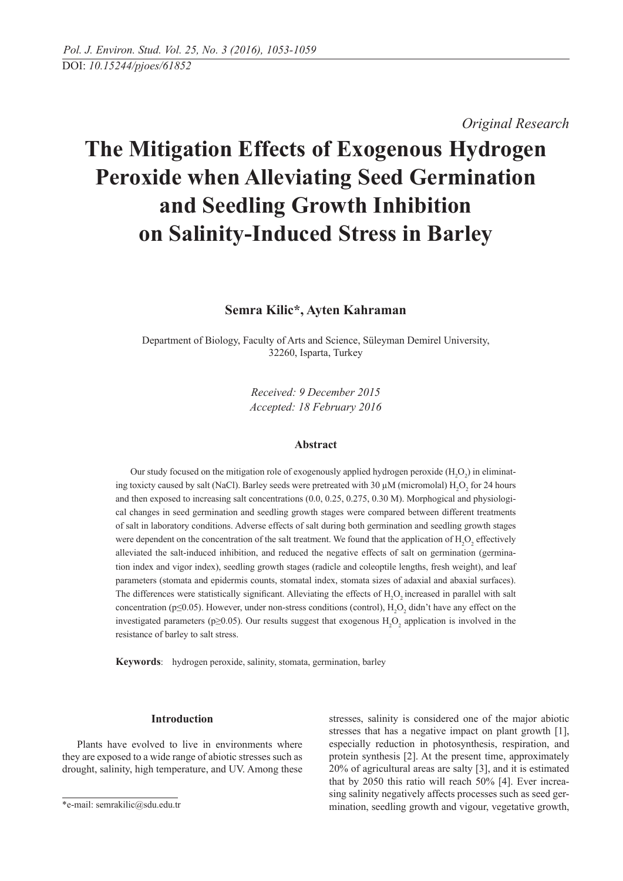*Original Research*

# The Mitigation Effects of Exogenous Hydrogen Peroxide when Alleviating Seed Germination and Seedling Growth Inhibition on Salinity-Induced Stress in Barley

**Semra Kilic\*, Ayten Kahraman**

Department of Biology, Faculty of Arts and Science, Süleyman Demirel University, 32260, Isparta, Turkey

*Received: 9 December 2015*
*Accepted: 18 February 2016*

### Abstract

Our study focused on the mitigation role of exogenously applied hydrogen peroxide ($H_2O_2$) in eliminating toxicty caused by salt (NaCl). Barley seeds were pretreated with 30 µM (micromolal) $H_2O_2$ for 24 hours and then exposed to increasing salt concentrations (0.0, 0.25, 0.275, 0.30 M). Morphological and physiological changes in seed germination and seedling growth stages were compared between different treatments of salt in laboratory conditions. Adverse effects of salt during both germination and seedling growth stages were dependent on the concentration of the salt treatment. We found that the application of $H_2O_2$ effectively alleviated the salt-induced inhibition, and reduced the negative effects of salt on germination (germination index and vigor index), seedling growth stages (radicle and coleoptile lengths, fresh weight), and leaf parameters (stomata and epidermis counts, stomatal index, stomata sizes of adaxial and abaxial surfaces). The differences were statistically significant. Alleviating the effects of $H_2O_2$ increased in parallel with salt concentration ($p \leq 0.05$). However, under non-stress conditions (control), $H_2O_2$ didn't have any effect on the investigated parameters ($p \geq 0.05$). Our results suggest that exogenous $H_2O_2$ application is involved in the resistance of barley to salt stress.

**Keywords**: hydrogen peroxide, salinity, stomata, germination, barley

## Introduction

Plants have evolved to live in environments where they are exposed to a wide range of abiotic stresses such as drought, salinity, high temperature, and UV. Among these stresses, salinity is considered one of the major abiotic stresses that has a negative impact on plant growth [1], especially reduction in photosynthesis, respiration, and protein synthesis [2]. At the present time, approximately 20% of agricultural areas are salty [3], and it is estimated that by 2050 this ratio will reach 50% [4]. Ever increasing salinity negatively affects processes such as seed germination, seedling growth and vigour, vegetative growth,

\*e-mail: semrakilic@sdu.edu.tr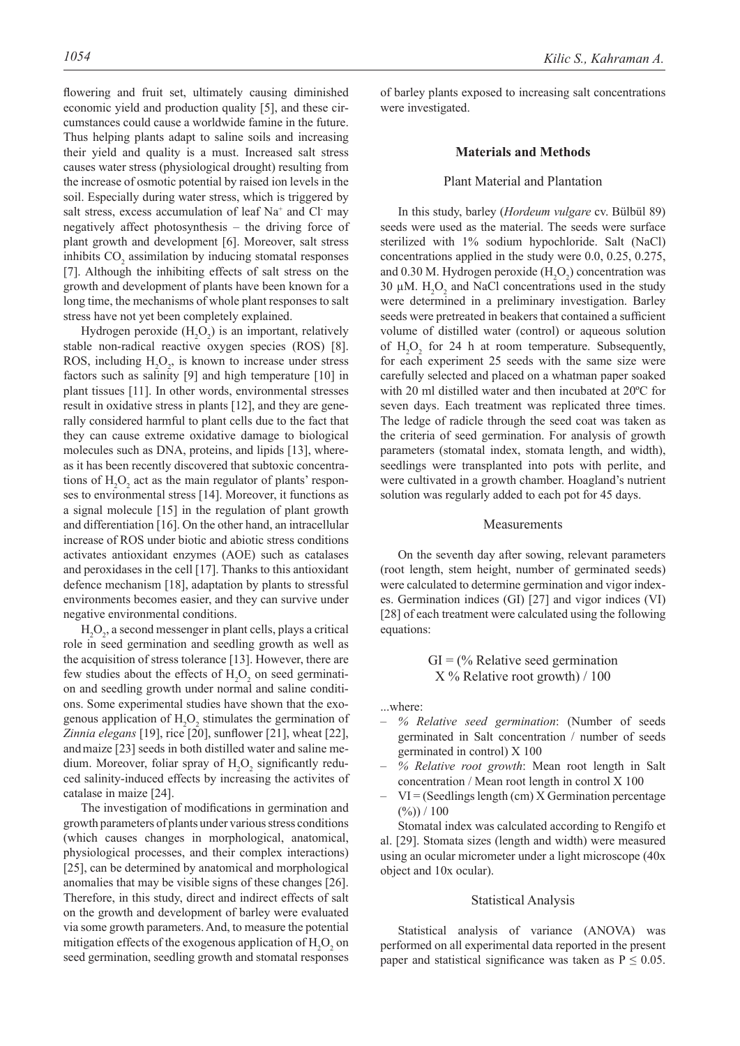flowering and fruit set, ultimately causing diminished economic yield and production quality [5], and these circumstances could cause a worldwide famine in the future. Thus helping plants adapt to saline soils and increasing their yield and quality is a must. Increased salt stress causes water stress (physiological drought) resulting from the increase of osmotic potential by raised ion levels in the soil. Especially during water stress, which is triggered by salt stress, excess accumulation of leaf $Na^+$ and $Cl^-$ may negatively affect photosynthesis – the driving force of plant growth and development [6]. Moreover, salt stress inhibits $CO_2$ assimilation by inducing stomatal responses [7]. Although the inhibiting effects of salt stress on the growth and development of plants have been known for a long time, the mechanisms of whole plant responses to salt stress have not yet been completely explained.

Hydrogen peroxide ($H_2O_2$) is an important, relatively stable non-radical reactive oxygen species (ROS) [8]. ROS, including $H_2O_2$, is known to increase under stress factors such as salinity [9] and high temperature [10] in plant tissues [11]. In other words, environmental stresses result in oxidative stress in plants [12], and they are generally considered harmful to plant cells due to the fact that they can cause extreme oxidative damage to biological molecules such as DNA, proteins, and lipids [13], whereas it has been recently discovered that subtoxic concentrations of $H_2O_2$ act as the main regulator of plants' responses to environmental stress [14]. Moreover, it functions as a signal molecule [15] in the regulation of plant growth and differentiation [16]. On the other hand, an intracellular increase of ROS under biotic and abiotic stress conditions activates antioxidant enzymes (AOE) such as catalases and peroxidases in the cell [17]. Thanks to this antioxidant defence mechanism [18], adaptation by plants to stressful environments becomes easier, and they can survive under negative environmental conditions.

$H_2O_2$, a second messenger in plant cells, plays a critical role in seed germination and seedling growth as well as the acquisition of stress tolerance [13]. However, there are few studies about the effects of $H_2O_2$ on seed germination and seedling growth under normal and saline conditions. Some experimental studies have shown that the exogenous application of $H_2O_2$ stimulates the germination of *Zinnia elegans* [19], rice [20], sunflower [21], wheat [22], and maize [23] seeds in both distilled water and saline medium. Moreover, foliar spray of $H_2O_2$ significantly reduced salinity-induced effects by increasing the activites of catalase in maize [24].

The investigation of modifications in germination and growth parameters of plants under various stress conditions (which causes changes in morphological, anatomical, physiological processes, and their complex interactions) [25], can be determined by anatomical and morphological anomalies that may be visible signs of these changes [26]. Therefore, in this study, direct and indirect effects of salt on the growth and development of barley were evaluated via some growth parameters. And, to measure the potential mitigation effects of the exogenous application of $H_2O_2$ on seed germination, seedling growth and stomatal responses of barley plants exposed to increasing salt concentrations were investigated.

## Materials and Methods

### Plant Material and Plantation

In this study, barley (*Hordeum vulgare* cv. Bülbül 89) seeds were used as the material. The seeds were surface sterilized with 1% sodium hypochloride. Salt (NaCl) concentrations applied in the study were 0.0, 0.25, 0.275, and 0.30 M. Hydrogen peroxide ($H_2O_2$) concentration was 30 μM. $H_2O_2$ and NaCl concentrations used in the study were determined in a preliminary investigation. Barley seeds were pretreated in beakers that contained a sufficient volume of distilled water (control) or aqueous solution of $H_2O_2$ for 24 h at room temperature. Subsequently, for each experiment 25 seeds with the same size were carefully selected and placed on a whatman paper soaked with 20 ml distilled water and then incubated at 20ºC for seven days. Each treatment was replicated three times. The ledge of radicle through the seed coat was taken as the criteria of seed germination. For analysis of growth parameters (stomatal index, stomata length, and width), seedlings were transplanted into pots with perlite, and were cultivated in a growth chamber. Hoagland's nutrient solution was regularly added to each pot for 45 days.

### Measurements

On the seventh day after sowing, relevant parameters (root length, stem height, number of germinated seeds) were calculated to determine germination and vigor indexes. Germination indices (GI) [27] and vigor indices (VI) [28] of each treatment were calculated using the following equations:

$$GI = (\% \text{ Relative seed germination} \times \% \text{ Relative root growth}) / 100$$

...where:

- *% Relative seed germination*: (Number of seeds germinated in Salt concentration / number of seeds germinated in control) X 100
- *% Relative root growth*: Mean root length in Salt concentration / Mean root length in control X 100
- VI = (Seedlings length (cm) X Germination percentage (%)) / 100

Stomatal index was calculated according to Rengifo et al. [29]. Stomata sizes (length and width) were measured using an ocular micrometer under a light microscope (40x object and 10x ocular).

### Statistical Analysis

Statistical analysis of variance (ANOVA) was performed on all experimental data reported in the present paper and statistical significance was taken as $P \leq 0.05$.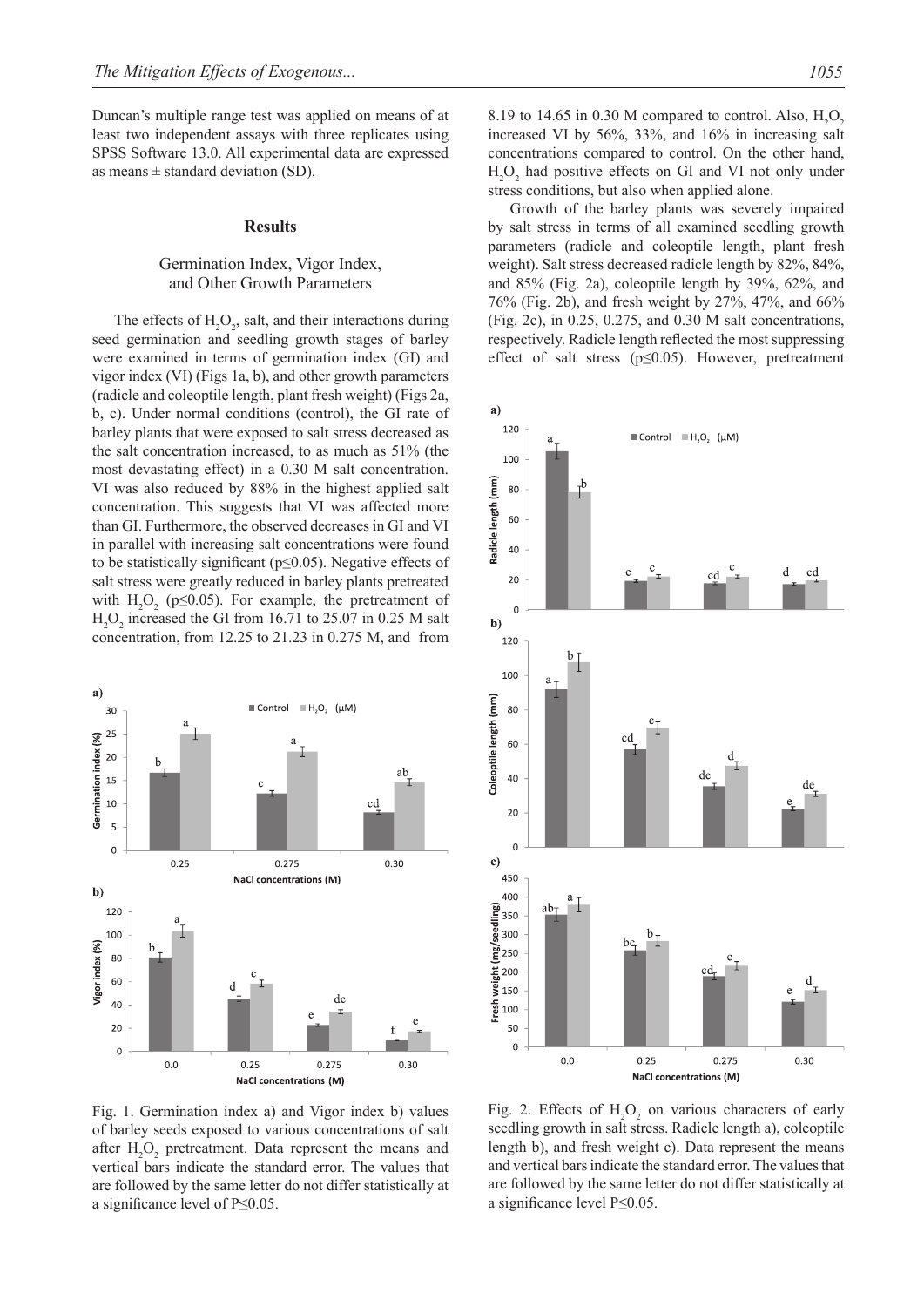Duncan's multiple range test was applied on means of at least two independent assays with three replicates using SPSS Software 13.0. All experimental data are expressed as means ± standard deviation (SD).

## Results

### Germination Index, Vigor Index, and Other Growth Parameters

The effects of $H_2O_2$, salt, and their interactions during seed germination and seedling growth stages of barley were examined in terms of germination index (GI) and vigor index (VI) (Figs 1a, b), and other growth parameters (radicle and coleoptile length, plant fresh weight) (Figs 2a, b, c). Under normal conditions (control), the GI rate of barley plants that were exposed to salt stress decreased as the salt concentration increased, to as much as 51% (the most devastating effect) in a 0.30 M salt concentration. VI was also reduced by 88% in the highest applied salt concentration. This suggests that VI was affected more than GI. Furthermore, the observed decreases in GI and VI in parallel with increasing salt concentrations were found to be statistically significant ($p \leq 0.05$). Negative effects of salt stress were greatly reduced in barley plants pretreated with $H_2O_2$ ($p \leq 0.05$). For example, the pretreatment of $H_2O_2$ increased the GI from 16.71 to 25.07 in 0.25 M salt concentration, from 12.25 to 21.23 in 0.275 M, and from 8.19 to 14.65 in 0.30 M compared to control. Also, $H_2O_2$ increased VI by 56%, 33%, and 16% in increasing salt concentrations compared to control. On the other hand, $H_2O_2$ had positive effects on GI and VI not only under stress conditions, but also when applied alone.

Growth of the barley plants was severely impaired by salt stress in terms of all examined seedling growth parameters (radicle and coleoptile length, plant fresh weight). Salt stress decreased radicle length by 82%, 84%, and 85% (Fig. 2a), coleoptile length by 39%, 62%, and 76% (Fig. 2b), and fresh weight by 27%, 47%, and 66% (Fig. 2c), in 0.25, 0.275, and 0.30 M salt concentrations, respectively. Radicle length reflected the most suppressing effect of salt stress ($p \leq 0.05$). However, pretreatment

Fig. 1. Germination index a) and Vigor index b) values of barley seeds exposed to various concentrations of salt after $H_2O_2$ pretreatment. Data represent the means and vertical bars indicate the standard error. The values that are followed by the same letter do not differ statistically at a significance level of $P \leq 0.05$.

Fig. 2. Effects of $H_2O_2$ on various characters of early seedling growth in salt stress. Radicle length a), coleoptile length b), and fresh weight c). Data represent the means and vertical bars indicate the standard error. The values that are followed by the same letter do not differ statistically at a significance level $P \leq 0.05$.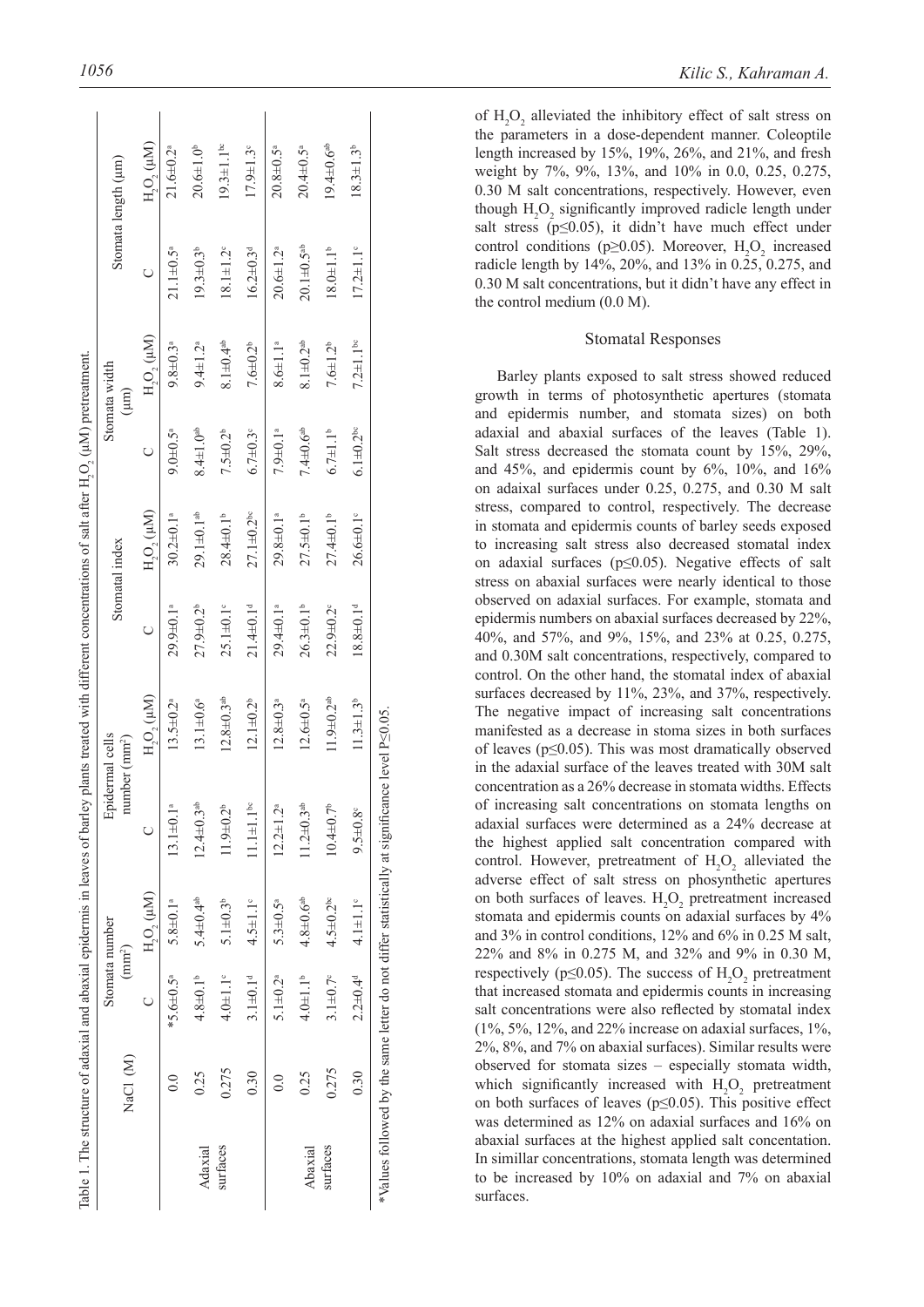Table 1. The structure of adaxial and abaxial epidermis in leaves of barley plants treated with different concentrations of salt after $H_2O_2$ (μM) pretreatment.

| | NaCl (M) | Stomata number ($mm^2$) | | Epidermal cells number ($mm^2$) | | Stomatal index | | Stomata width (μm) | | Stomata length (μm) | |
|---|---|---|---|---|---|---|---|---|---|---|---|
| | | C | $H_2O_2$ (μM) | C | $H_2O_2$ (μM) | C | $H_2O_2$ (μM) | C | $H_2O_2$ (μM) | C | $H_2O_2$ (μM) |
| Adaxial surfaces | 0.0 | *5.6±0.5[a] | 5.8±0.1[a] | 13.1±0.1[a] | 13.5±0.2[a] | 29.9±0.1[a] | 30.2±0.1[a] | 9.0±0.5[a] | 9.8±0.3[a] | 21.1±0.5[a] | 21.6±0.2[a] |
| | 0.25 | 4.8±0.1[b] | 5.4±0.4[ab] | 12.4±0.3[ab] | 13.1±0.6[a] | 27.9±0.2[b] | 29.1±0.1[ab] | 8.4±1.0[ab] | 9.4±1.2[a] | 19.3±0.3[b] | 20.6±1.0[b] |
| | 0.275 | 4.0±1.1[c] | 5.1±0.3[b] | 11.9±0.2[b] | 12.8±0.3[ab] | 25.1±0.1[c] | 28.4±0.1[b] | 7.5±0.2[b] | 8.1±0.4[ab] | 18.1±1.2[c] | 19.3±1.1[bc] |
| | 0.30 | 3.1±0.1[d] | 4.5±1.1[c] | 11.1±1.1[bc] | 12.1±0.2[b] | 21.4±0.1[d] | 27.1±0.2[bc] | 6.7±0.3[c] | 7.6±0.2[b] | 16.2±0.3[d] | 17.9±1.3[c] |
| Abaxial surfaces | 0.0 | 5.1±0.2[a] | 5.3±0.5[a] | 12.2±1.2[a] | 12.8±0.3[a] | 29.4±0.1[a] | 29.8±0.1[a] | 7.9±0.1[a] | 8.6±1.1[a] | 20.6±1.2[a] | 20.8±0.5[a] |
| | 0.25 | 4.0±1.1[b] | 4.8±0.6[ab] | 11.2±0.3[ab] | 12.6±0.5[a] | 26.3±0.1[b] | 27.5±0.1[b] | 7.4±0.6[ab] | 8.1±0.2[ab] | 20.1±0.5[ab] | 20.4±0.5[a] |
| | 0.275 | 3.1±0.7[c] | 4.5±0.2[bc] | 10.4±0.7[b] | 11.9±0.2[ab] | 22.9±0.2[c] | 27.4±0.1[b] | 6.7±1.1[b] | 7.6±1.2[b] | 18.0±1.1[b] | 19.4±0.6[ab] |
| | 0.30 | 2.2±0.4[d] | 4.1±1.1[c] | 9.5±0.8[c] | 11.3±1.3[b] | 18.8±0.1[d] | 26.6±0.1[c] | 6.1±0.2[bc] | 7.2±1.1[bc] | 17.2±1.1[c] | 18.3±1.3[b] |

*Values followed by the same letter do not differ statistically at significance level P≤0.05.

of $H_2O_2$ alleviated the inhibitory effect of salt stress on the parameters in a dose-dependent manner. Coleoptile length increased by 15%, 19%, 26%, and 21%, and fresh weight by 7%, 9%, 13%, and 10% in 0.0, 0.25, 0.275, 0.30 M salt concentrations, respectively. However, even though $H_2O_2$ significantly improved radicle length under salt stress ($p\leq0.05$), it didn't have much effect under control conditions ($p\geq0.05$). Moreover, $H_2O_2$ increased radicle length by 14%, 20%, and 13% in 0.25, 0.275, and 0.30 M salt concentrations, but it didn't have any effect in the control medium (0.0 M).

## Stomatal Responses

Barley plants exposed to salt stress showed reduced growth in terms of photosynthetic apertures (stomata and epidermis number, and stomata sizes) on both adaxial and abaxial surfaces of the leaves (Table 1). Salt stress decreased the stomata count by 15%, 29%, and 45%, and epidermis count by 6%, 10%, and 16% on adaixal surfaces under 0.25, 0.275, and 0.30 M salt stress, compared to control, respectively. The decrease in stomata and epidermis counts of barley seeds exposed to increasing salt stress also decreased stomatal index on adaxial surfaces ($p\leq0.05$). Negative effects of salt stress on abaxial surfaces were nearly identical to those observed on adaxial surfaces. For example, stomata and epidermis numbers on abaxial surfaces decreased by 22%, 40%, and 57%, and 9%, 15%, and 23% at 0.25, 0.275, and 0.30M salt concentrations, respectively, compared to control. On the other hand, the stomatal index of abaxial surfaces decreased by 11%, 23%, and 37%, respectively. The negative impact of increasing salt concentrations manifested as a decrease in stoma sizes in both surfaces of leaves ($p\leq0.05$). This was most dramatically observed in the adaxial surface of the leaves treated with 30M salt concentration as a 26% decrease in stomata widths. Effects of increasing salt concentrations on stomata lengths on adaxial surfaces were determined as a 24% decrease at the highest applied salt concentration compared with control. However, pretreatment of $H_2O_2$ alleviated the adverse effect of salt stress on phosynthetic apertures on both surfaces of leaves. $H_2O_2$ pretreatment increased stomata and epidermis counts on adaxial surfaces by 4% and 3% in control conditions, 12% and 6% in 0.25 M salt, 22% and 8% in 0.275 M, and 32% and 9% in 0.30 M, respectively ($p\leq0.05$). The success of $H_2O_2$ pretreatment that increased stomata and epidermis counts in increasing salt concentrations were also reflected by stomatal index (1%, 5%, 12%, and 22% increase on adaxial surfaces, 1%, 2%, 8%, and 7% on abaxial surfaces). Similar results were observed for stomata sizes – especially stomata width, which significantly increased with $H_2O_2$ pretreatment on both surfaces of leaves ($p\leq0.05$). This positive effect was determined as 12% on adaxial surfaces and 16% on abaxial surfaces at the highest applied salt concentation. In simillar concentrations, stomata length was determined to be increased by 10% on adaxial and 7% on abaxial surfaces.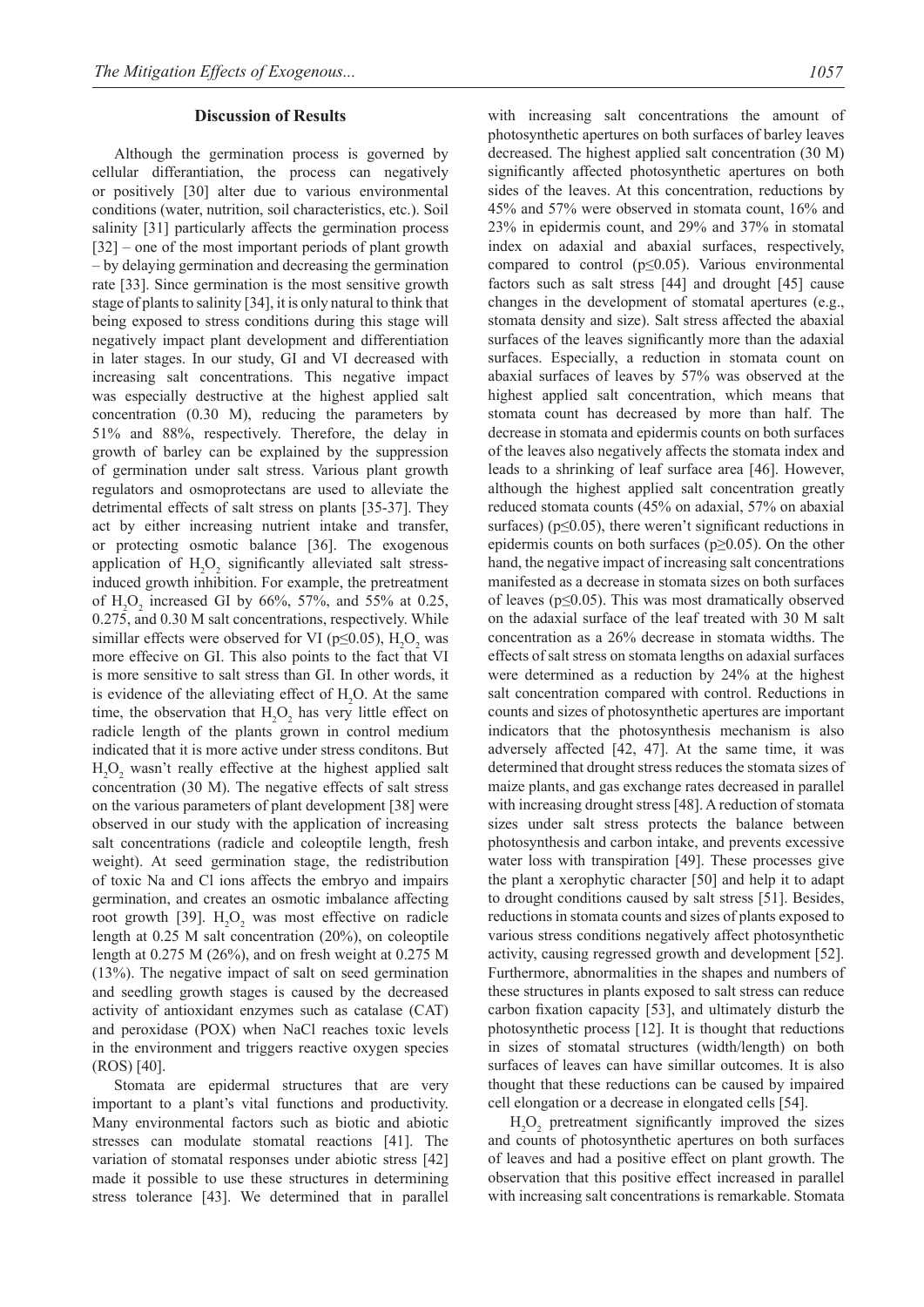## Discussion of Results

Although the germination process is governed by cellular differantiation, the process can negatively or positively [30] alter due to various environmental conditions (water, nutrition, soil characteristics, etc.). Soil salinity [31] particularly affects the germination process [32] – one of the most important periods of plant growth – by delaying germination and decreasing the germination rate [33]. Since germination is the most sensitive growth stage of plants to salinity [34], it is only natural to think that being exposed to stress conditions during this stage will negatively impact plant development and differentiation in later stages. In our study, GI and VI decreased with increasing salt concentrations. This negative impact was especially destructive at the highest applied salt concentration (0.30 M), reducing the parameters by 51% and 88%, respectively. Therefore, the delay in growth of barley can be explained by the suppression of germination under salt stress. Various plant growth regulators and osmoprotectans are used to alleviate the detrimental effects of salt stress on plants [35-37]. They act by either increasing nutrient intake and transfer, or protecting osmotic balance [36]. The exogenous application of $H_2O_2$ significantly alleviated salt stress-induced growth inhibition. For example, the pretreatment of $H_2O_2$ increased GI by 66%, 57%, and 55% at 0.25, 0.275, and 0.30 M salt concentrations, respectively. While simillar effects were observed for VI ($p \leq 0.05$), $H_2O_2$ was more effecive on GI. This also points to the fact that VI is more sensitive to salt stress than GI. In other words, it is evidence of the alleviating effect of $H_2O$. At the same time, the observation that $H_2O_2$ has very little effect on radicle length of the plants grown in control medium indicated that it is more active under stress conditons. But $H_2O_2$ wasn't really effective at the highest applied salt concentration (30 M). The negative effects of salt stress on the various parameters of plant development [38] were observed in our study with the application of increasing salt concentrations (radicle and coleoptile length, fresh weight). At seed germination stage, the redistribution of toxic Na and Cl ions affects the embryo and impairs germination, and creates an osmotic imbalance affecting root growth [39]. $H_2O_2$ was most effective on radicle length at 0.25 M salt concentration (20%), on coleoptile length at 0.275 M (26%), and on fresh weight at 0.275 M (13%). The negative impact of salt on seed germination and seedling growth stages is caused by the decreased activity of antioxidant enzymes such as catalase (CAT) and peroxidase (POX) when NaCl reaches toxic levels in the environment and triggers reactive oxygen species (ROS) [40].

Stomata are epidermal structures that are very important to a plant's vital functions and productivity. Many environmental factors such as biotic and abiotic stresses can modulate stomatal reactions [41]. The variation of stomatal responses under abiotic stress [42] made it possible to use these structures in determining stress tolerance [43]. We determined that in parallel with increasing salt concentrations the amount of photosynthetic apertures on both surfaces of barley leaves decreased. The highest applied salt concentration (30 M) significantly affected photosynthetic apertures on both sides of the leaves. At this concentration, reductions by 45% and 57% were observed in stomata count, 16% and 23% in epidermis count, and 29% and 37% in stomatal index on adaxial and abaxial surfaces, respectively, compared to control ($p \leq 0.05$). Various environmental factors such as salt stress [44] and drought [45] cause changes in the development of stomatal apertures (e.g., stomata density and size). Salt stress affected the abaxial surfaces of the leaves significantly more than the adaxial surfaces. Especially, a reduction in stomata count on abaxial surfaces of leaves by 57% was observed at the highest applied salt concentration, which means that stomata count has decreased by more than half. The decrease in stomata and epidermis counts on both surfaces of the leaves also negatively affects the stomata index and leads to a shrinking of leaf surface area [46]. However, although the highest applied salt concentration greatly reduced stomata counts (45% on adaxial, 57% on abaxial surfaces) ($p \leq 0.05$), there weren't significant reductions in epidermis counts on both surfaces ($p \geq 0.05$). On the other hand, the negative impact of increasing salt concentrations manifested as a decrease in stomata sizes on both surfaces of leaves ($p \leq 0.05$). This was most dramatically observed on the adaxial surface of the leaf treated with 30 M salt concentration as a 26% decrease in stomata widths. The effects of salt stress on stomata lengths on adaxial surfaces were determined as a reduction by 24% at the highest salt concentration compared with control. Reductions in counts and sizes of photosynthetic apertures are important indicators that the photosynthesis mechanism is also adversely affected [42, 47]. At the same time, it was determined that drought stress reduces the stomata sizes of maize plants, and gas exchange rates decreased in parallel with increasing drought stress [48]. A reduction of stomata sizes under salt stress protects the balance between photosynthesis and carbon intake, and prevents excessive water loss with transpiration [49]. These processes give the plant a xerophytic character [50] and help it to adapt to drought conditions caused by salt stress [51]. Besides, reductions in stomata counts and sizes of plants exposed to various stress conditions negatively affect photosynthetic activity, causing regressed growth and development [52]. Furthermore, abnormalities in the shapes and numbers of these structures in plants exposed to salt stress can reduce carbon fixation capacity [53], and ultimately disturb the photosynthetic process [12]. It is thought that reductions in sizes of stomatal structures (width/length) on both surfaces of leaves can have simillar outcomes. It is also thought that these reductions can be caused by impaired cell elongation or a decrease in elongated cells [54].

$H_2O_2$ pretreatment significantly improved the sizes and counts of photosynthetic apertures on both surfaces of leaves and had a positive effect on plant growth. The observation that this positive effect increased in parallel with increasing salt concentrations is remarkable. Stomata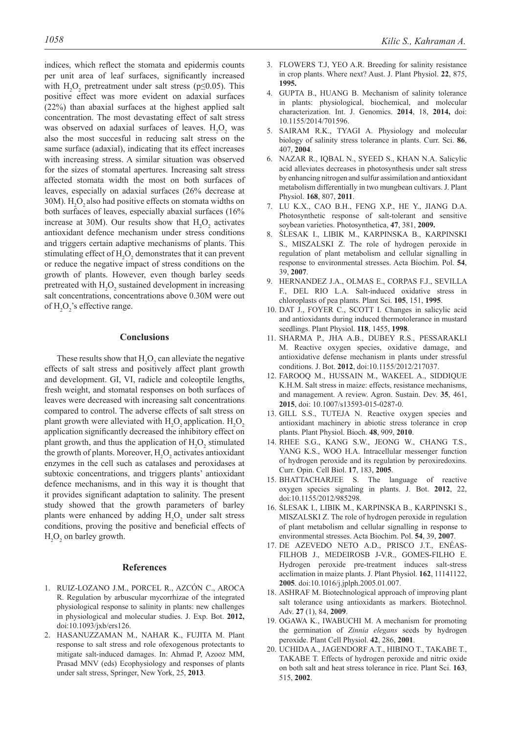indices, which reflect the stomata and epidermis counts per unit area of leaf surfaces, significantly increased with $H_2O_2$ pretreatment under salt stress ($p \leq 0.05$). This positive effect was more evident on adaxial surfaces (22%) than abaxial surfaces at the highest applied salt concentration. The most devastating effect of salt stress was observed on adaxial surfaces of leaves. $H_2O_2$ was also the most succesful in reducing salt stress on the same surface (adaxial), indicating that its effect increases with increasing stress. A similar situation was observed for the sizes of stomatal apertures. Increasing salt stress affected stomata width the most on both surfaces of leaves, especially on adaxial surfaces (26% decrease at 30M). $H_2O_2$ also had positive effects on stomata widths on both surfaces of leaves, especially abaxial surfaces (16% increase at 30M). Our results show that $H_2O_2$ activates antioxidant defence mechanism under stress conditions and triggers certain adaptive mechanisms of plants. This stimulating effect of $H_2O_2$ demonstrates that it can prevent or reduce the negative impact of stress conditions on the growth of plants. However, even though barley seeds pretreated with $H_2O_2$ sustained development in increasing salt concentrations, concentrations above 0.30M were out of $H_2O_2$'s effective range.

## Conclusions

These results show that $H_2O_2$ can alleviate the negative effects of salt stress and positively affect plant growth and development. GI, VI, radicle and coleoptile lengths, fresh weight, and stomatal responses on both surfaces of leaves were decreased with increasing salt concentrations compared to control. The adverse effects of salt stress on plant growth were alleviated with $H_2O_2$ application. $H_2O_2$ application significantly decreased the inhibitory effect on plant growth, and thus the application of $H_2O_2$ stimulated the growth of plants. Moreover, $H_2O_2$ activates antioxidant enzymes in the cell such as catalases and peroxidases at subtoxic concentrations, and triggers plants' antioxidant defence mechanisms, and in this way it is thought that it provides significant adaptation to salinity. The present study showed that the growth parameters of barley plants were enhanced by adding $H_2O_2$ under salt stress conditions, proving the positive and beneficial effects of $H_2O_2$ on barley growth.

## References

1. RUIZ-LOZANO J.M., PORCEL R., AZCÓN C., AROCA R. Regulation by arbuscular mycorrhizae of the integrated physiological response to salinity in plants: new challenges in physiological and molecular studies. J. Exp. Bot. **2012,** doi:10.1093/jxb/ers126.
2. HASANUZZAMAN M., NAHAR K., FUJITA M. Plant response to salt stress and role ofexogenous protectants to mitigate salt-induced damages. In: Ahmad P, Azooz MM, Prasad MNV (eds) Ecophysiology and responses of plants under salt stress, Springer, New York, 25, **2013**.
3. FLOWERS T.J, YEO A.R. Breeding for salinity resistance in crop plants. Where next? Aust. J. Plant Physiol. **22**, 875, **1995.**
4. GUPTA B., HUANG B. Mechanism of salinity tolerance in plants: physiological, biochemical, and molecular characterization. Int. J. Genomics. **2014**, 18, **2014,** doi: 10.1155/2014/701596.
5. SAIRAM R.K., TYAGI A. Physiology and molecular biology of salinity stress tolerance in plants. Curr. Sci. **86**, 407, **2004**.
6. NAZAR R., IQBAL N., SYEED S., KHAN N.A. Salicylic acid alleviates decreases in photosynthesis under salt stress by enhancing nitrogen and sulfur assimilation and antioxidant metabolism differentially in two mungbean cultivars. J. Plant Physiol. **168**, 807, **2011**.
7. LU K.X., CAO B.H., FENG X.P., HE Y., JIANG D.A. Photosynthetic response of salt-tolerant and sensitive soybean varieties. Photosynthetica, **47**, 381, **2009.**
8. ŚLESAK I., LIBIK M., KARPINSKA B., KARPINSKI S., MISZALSKI Z. The role of hydrogen peroxide in regulation of plant metabolism and cellular signalling in response to environmental stresses. Acta Biochim. Pol. **54**, 39, **2007**.
9. HERNANDEZ J.A., OLMAS E., CORPAS F.J., SEVILLA F., DEL RIO L.A. Salt-induced oxidative stress in chloroplasts of pea plants. Plant Sci. **105**, 151, **1995**.
10. DAT J., FOYER C., SCOTT I. Changes in salicylic acid and antioxidants during induced thermotolerance in mustard seedlings. Plant Physiol. **118**, 1455, **1998**.
11. SHARMA P., JHA A.B., DUBEY R.S., PESSARAKLI M. Reactive oxygen species, oxidative damage, and antioxidative defense mechanism in plants under stressful conditions. J. Bot. **2012**, doi:10.1155/2012/217037.
12. FAROOQ M., HUSSAIN M., WAKEEL A., SIDDIQUE K.H.M. Salt stress in maize: effects, resistance mechanisms, and management. A review. Agron. Sustain. Dev. **35**, 461, **2015**, doi: 10.1007/s13593-015-0287-0.
13. GILL S.S., TUTEJA N. Reactive oxygen species and antioxidant machinery in abiotic stress tolerance in crop plants. Plant Physiol. Bioch. **48**, 909, **2010**.
14. RHEE S.G., KANG S.W., JEONG W., CHANG T.S., YANG K.S., WOO H.A. Intracellular messenger function of hydrogen peroxide and its regulation by peroxiredoxins. Curr. Opin. Cell Biol. **17**, 183, **2005**.
15. BHATTACHARJEE S. The language of reactive oxygen species signaling in plants. J. Bot. **2012**, 22, doi:10.1155/2012/985298.
16. ŚLESAK I., LIBIK M., KARPINSKA B., KARPINSKI S., MISZALSKI Z. The role of hydrogen peroxide in regulation of plant metabolism and cellular signalling in response to environmental stresses. Acta Biochim. Pol. **54**, 39, **2007**.
17. DE AZEVEDO NETO A.D., PRISCO J.T., ENÉAS-FILHOB J., MEDEIROSB J-V.R., GOMES-FILHO E. Hydrogen peroxide pre-treatment induces salt-stress acclimation in maize plants. J. Plant Physiol. **162**, 11141122, **2005**. doi:10.1016/j.jplph.2005.01.007.
18. ASHRAF M. Biotechnological approach of improving plant salt tolerance using antioxidants as markers. Biotechnol. Adv. **27** (1), 84, **2009**.
19. OGAWA K., IWABUCHI M. A mechanism for promoting the germination of *Zinnia elegans* seeds by hydrogen peroxide. Plant Cell Physiol. **42**, 286, **2001**.
20. UCHIDA A., JAGENDORF A.T., HIBINO T., TAKABE T., TAKABE T. Effects of hydrogen peroxide and nitric oxide on both salt and heat stress tolerance in rice. Plant Sci. **163**, 515, **2002**.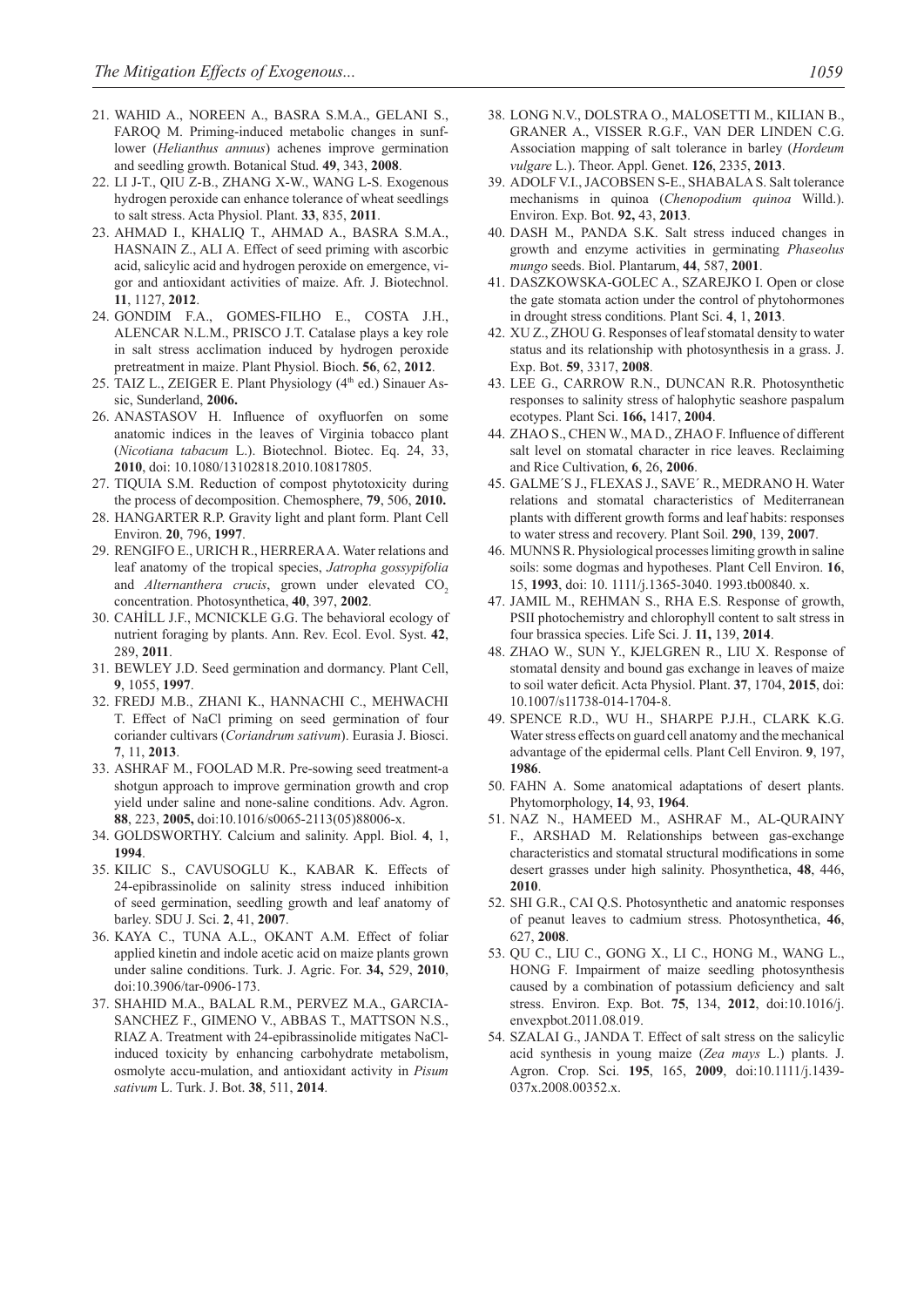21. WAHID A., NOREEN A., BASRA S.M.A., GELANI S., FAROQ M. Priming-induced metabolic changes in sunflower (*Helianthus annuus*) achenes improve germination and seedling growth. Botanical Stud. **49**, 343, **2008**.
22. LI J-T., QIU Z-B., ZHANG X-W., WANG L-S. Exogenous hydrogen peroxide can enhance tolerance of wheat seedlings to salt stress. Acta Physiol. Plant. **33**, 835, **2011**.
23. AHMAD I., KHALIQ T., AHMAD A., BASRA S.M.A., HASNAIN Z., ALI A. Effect of seed priming with ascorbic acid, salicylic acid and hydrogen peroxide on emergence, vigor and antioxidant activities of maize. Afr. J. Biotechnol. **11**, 1127, **2012**.
24. GONDIM F.A., GOMES-FILHO E., COSTA J.H., ALENCAR N.L.M., PRISCO J.T. Catalase plays a key role in salt stress acclimation induced by hydrogen peroxide pretreatment in maize. Plant Physiol. Bioch. **56**, 62, **2012**.
25. TAIZ L., ZEIGER E. Plant Physiology (4th ed.) Sinauer Assic, Sunderland, **2006.**
26. ANASTASOV H. Influence of oxyfluorfen on some anatomic indices in the leaves of Virginia tobacco plant (*Nicotiana tabacum* L.). Biotechnol. Biotec. Eq. 24, 33, **2010**, doi: 10.1080/13102818.2010.10817805.
27. TIQUIA S.M. Reduction of compost phytotoxicity during the process of decomposition. Chemosphere, **79**, 506, **2010.**
28. HANGARTER R.P. Gravity light and plant form. Plant Cell Environ. **20**, 796, **1997**.
29. RENGIFO E., URICH R., HERRERA A. Water relations and leaf anatomy of the tropical species, *Jatropha gossypifolia* and *Alternanthera crucis*, grown under elevated $CO_2$ concentration. Photosynthetica, **40**, 397, **2002**.
30. CAHİLL J.F., MCNICKLE G.G. The behavioral ecology of nutrient foraging by plants. Ann. Rev. Ecol. Evol. Syst. **42**, 289, **2011**.
31. BEWLEY J.D. Seed germination and dormancy. Plant Cell, **9**, 1055, **1997**.
32. FREDJ M.B., ZHANI K., HANNACHI C., MEHWACHI T. Effect of NaCl priming on seed germination of four coriander cultivars (*Coriandrum sativum*). Eurasia J. Biosci. **7**, 11, **2013**.
33. ASHRAF M., FOOLAD M.R. Pre-sowing seed treatment-a shotgun approach to improve germination growth and crop yield under saline and none-saline conditions. Adv. Agron. **88**, 223, **2005,** doi:10.1016/s0065-2113(05)88006-x.
34. GOLDSWORTHY. Calcium and salinity. Appl. Biol. **4**, 1, **1994**.
35. KILIC S., CAVUSOGLU K., KABAR K. Effects of 24-epibrassinolide on salinity stress induced inhibition of seed germination, seedling growth and leaf anatomy of barley. SDU J. Sci. **2**, 41, **2007**.
36. KAYA C., TUNA A.L., OKANT A.M. Effect of foliar applied kinetin and indole acetic acid on maize plants grown under saline conditions. Turk. J. Agric. For. **34,** 529, **2010**, doi:10.3906/tar-0906-173.
37. SHAHID M.A., BALAL R.M., PERVEZ M.A., GARCIA-SANCHEZ F., GIMENO V., ABBAS T., MATTSON N.S., RIAZ A. Treatment with 24-epibrassinolide mitigates NaCl-induced toxicity by enhancing carbohydrate metabolism, osmolyte accu-mulation, and antioxidant activity in *Pisum sativum* L. Turk. J. Bot. **38**, 511, **2014**.
38. LONG N.V., DOLSTRA O., MALOSETTI M., KILIAN B., GRANER A., VISSER R.G.F., VAN DER LINDEN C.G. Association mapping of salt tolerance in barley (*Hordeum vulgare* L.). Theor. Appl. Genet. **126**, 2335, **2013**.
39. ADOLF V.I., JACOBSEN S-E., SHABALA S. Salt tolerance mechanisms in quinoa (*Chenopodium quinoa* Willd.). Environ. Exp. Bot. **92,** 43, **2013**.
40. DASH M., PANDA S.K. Salt stress induced changes in growth and enzyme activities in germinating *Phaseolus mungo* seeds. Biol. Plantarum, **44**, 587, **2001**.
41. DASZKOWSKA-GOLEC A., SZAREJKO I. Open or close the gate stomata action under the control of phytohormones in drought stress conditions. Plant Sci. **4**, 1, **2013**.
42. XU Z., ZHOU G. Responses of leaf stomatal density to water status and its relationship with photosynthesis in a grass. J. Exp. Bot. **59**, 3317, **2008**.
43. LEE G., CARROW R.N., DUNCAN R.R. Photosynthetic responses to salinity stress of halophytic seashore paspalum ecotypes. Plant Sci. **166,** 1417, **2004**.
44. ZHAO S., CHEN W., MA D., ZHAO F. Influence of different salt level on stomatal character in rice leaves. Reclaiming and Rice Cultivation, **6**, 26, **2006**.
45. GALME´S J., FLEXAS J., SAVE´ R., MEDRANO H. Water relations and stomatal characteristics of Mediterranean plants with different growth forms and leaf habits: responses to water stress and recovery. Plant Soil. **290**, 139, **2007**.
46. MUNNS R. Physiological processes limiting growth in saline soils: some dogmas and hypotheses. Plant Cell Environ. **16**, 15, **1993**, doi: 10. 1111/j.1365-3040. 1993.tb00840. x.
47. JAMIL M., REHMAN S., RHA E.S. Response of growth, PSII photochemistry and chlorophyll content to salt stress in four brassica species. Life Sci. J. **11,** 139, **2014**.
48. ZHAO W., SUN Y., KJELGREN R., LIU X. Response of stomatal density and bound gas exchange in leaves of maize to soil water deficit. Acta Physiol. Plant. **37**, 1704, **2015**, doi: 10.1007/s11738-014-1704-8.
49. SPENCE R.D., WU H., SHARPE P.J.H., CLARK K.G. Water stress effects on guard cell anatomy and the mechanical advantage of the epidermal cells. Plant Cell Environ. **9**, 197, **1986**.
50. FAHN A. Some anatomical adaptations of desert plants. Phytomorphology, **14**, 93, **1964**.
51. NAZ N., HAMEED M., ASHRAF M., AL-QURAINY F., ARSHAD M. Relationships between gas-exchange characteristics and stomatal structural modifications in some desert grasses under high salinity. Phosynthetica, **48**, 446, **2010**.
52. SHI G.R., CAI Q.S. Photosynthetic and anatomic responses of peanut leaves to cadmium stress. Photosynthetica, **46**, 627, **2008**.
53. QU C., LIU C., GONG X., LI C., HONG M., WANG L., HONG F. Impairment of maize seedling photosynthesis caused by a combination of potassium deficiency and salt stress. Environ. Exp. Bot. **75**, 134, **2012**, doi:10.1016/j.envexpbot.2011.08.019.
54. SZALAI G., JANDA T. Effect of salt stress on the salicylic acid synthesis in young maize (*Zea mays* L.) plants. J. Agron. Crop. Sci. **195**, 165, **2009**, doi:10.1111/j.1439-037x.2008.00352.x.